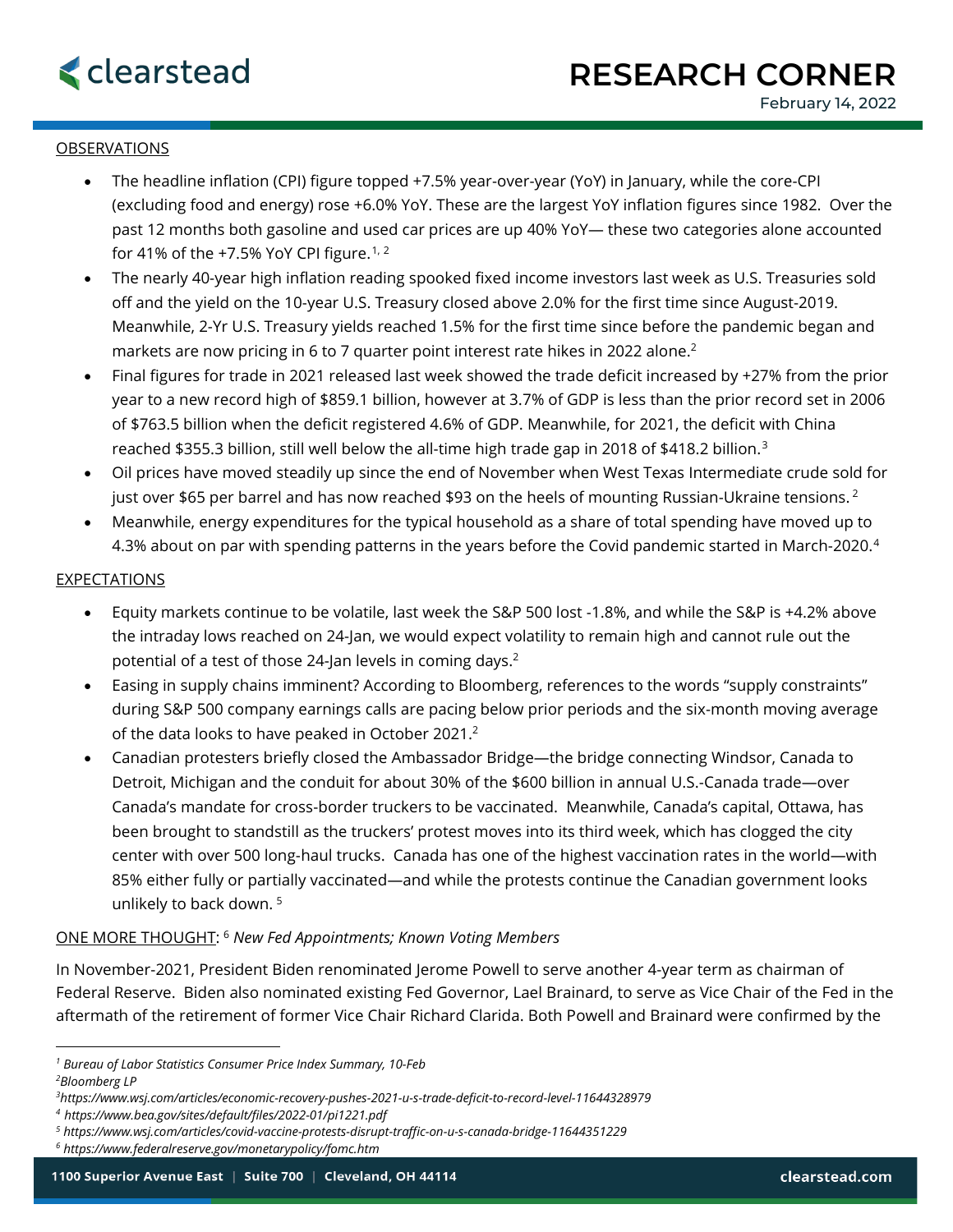clearstead

# RESEARCH CORNER

February 14, 2022

## OBSERVATIONS

- The headline inflation (CPI) figure topped +7.5% year-over-year (YoY) in January, while the core-CPI (excluding food and energy) rose +6.0% YoY. These are the largest YoY inflation figures since 1982. Over the past 12 months both gasoline and used car prices are up 40% YoY— these two categories alone accounted for 41% of the +7.5% YoY CPI figure.[1, 2]
- The nearly 40-year high inflation reading spooked fixed income investors last week as U.S. Treasuries sold off and the yield on the 10-year U.S. Treasury closed above 2.0% for the first time since August-2019. Meanwhile, 2-Yr U.S. Treasury yields reached 1.5% for the first time since before the pandemic began and markets are now pricing in 6 to 7 quarter point interest rate hikes in 2022 alone.[2]
- Final figures for trade in 2021 released last week showed the trade deficit increased by +27% from the prior year to a new record high of $859.1 billion, however at 3.7% of GDP is less than the prior record set in 2006 of $763.5 billion when the deficit registered 4.6% of GDP. Meanwhile, for 2021, the deficit with China reached $355.3 billion, still well below the all-time high trade gap in 2018 of $418.2 billion.[3]
- Oil prices have moved steadily up since the end of November when West Texas Intermediate crude sold for just over $65 per barrel and has now reached $93 on the heels of mounting Russian-Ukraine tensions.[2]
- Meanwhile, energy expenditures for the typical household as a share of total spending have moved up to 4.3% about on par with spending patterns in the years before the Covid pandemic started in March-2020.[4]

## EXPECTATIONS

- Equity markets continue to be volatile, last week the S&P 500 lost -1.8%, and while the S&P is +4.2% above the intraday lows reached on 24-Jan, we would expect volatility to remain high and cannot rule out the potential of a test of those 24-Jan levels in coming days.[2]
- Easing in supply chains imminent? According to Bloomberg, references to the words "supply constraints" during S&P 500 company earnings calls are pacing below prior periods and the six-month moving average of the data looks to have peaked in October 2021.[2]
- Canadian protesters briefly closed the Ambassador Bridge—the bridge connecting Windsor, Canada to Detroit, Michigan and the conduit for about 30% of the $600 billion in annual U.S.-Canada trade—over Canada's mandate for cross-border truckers to be vaccinated. Meanwhile, Canada's capital, Ottawa, has been brought to standstill as the truckers' protest moves into its third week, which has clogged the city center with over 500 long-haul trucks. Canada has one of the highest vaccination rates in the world—with 85% either fully or partially vaccinated—and while the protests continue the Canadian government looks unlikely to back down.[5]

## ONE MORE THOUGHT: [6] *New Fed Appointments; Known Voting Members*

In November-2021, President Biden renominated Jerome Powell to serve another 4-year term as chairman of Federal Reserve. Biden also nominated existing Fed Governor, Lael Brainard, to serve as Vice Chair of the Fed in the aftermath of the retirement of former Vice Chair Richard Clarida. Both Powell and Brainard were confirmed by the

---

[1] *Bureau of Labor Statistics Consumer Price Index Summary, 10-Feb*

[2] *Bloomberg LP*

[3] *https://www.wsj.com/articles/economic-recovery-pushes-2021-u-s-trade-deficit-to-record-level-11644328979*

[4] *https://www.bea.gov/sites/default/files/2022-01/pi1221.pdf*

[5] *https://www.wsj.com/articles/covid-vaccine-protests-disrupt-traffic-on-u-s-canada-bridge-11644351229*

[6] *https://www.federalreserve.gov/monetarypolicy/fomc.htm*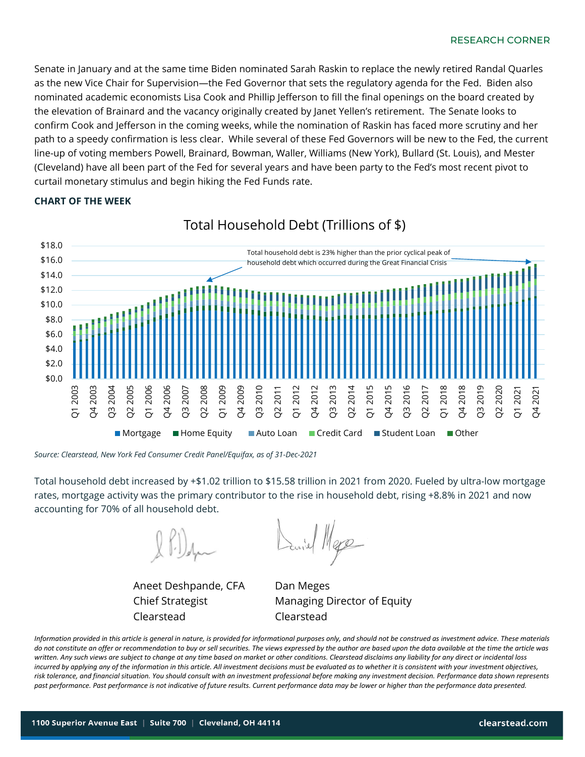Senate in January and at the same time Biden nominated Sarah Raskin to replace the newly retired Randal Quarles as the new Vice Chair for Supervision—the Fed Governor that sets the regulatory agenda for the Fed. Biden also nominated academic economists Lisa Cook and Phillip Jefferson to fill the final openings on the board created by the elevation of Brainard and the vacancy originally created by Janet Yellen's retirement. The Senate looks to confirm Cook and Jefferson in the coming weeks, while the nomination of Raskin has faced more scrutiny and her path to a speedy confirmation is less clear. While several of these Fed Governors will be new to the Fed, the current line-up of voting members Powell, Brainard, Bowman, Waller, Williams (New York), Bullard (St. Louis), and Mester (Cleveland) have all been part of the Fed for several years and have been party to the Fed's most recent pivot to curtail monetary stimulus and begin hiking the Fed Funds rate.

**CHART OF THE WEEK**

Total Household Debt (Trillions of $)

$18.0
$16.0
$14.0
$12.0
$10.0
$8.0
$6.0
$4.0
$2.0
$0.0

Total household debt is 23% higher than the prior cyclical peak of household debt which occurred during the Great Financial Crisis

Q1 2003, Q4 2003, Q3 2004, Q2 2005, Q1 2006, Q4 2006, Q3 2007, Q2 2008, Q1 2009, Q4 2009, Q3 2010, Q2 2011, Q1 2012, Q4 2012, Q3 2013, Q2 2014, Q1 2015, Q4 2015, Q3 2016, Q2 2017, Q1 2018, Q4 2018, Q3 2019, Q2 2020, Q1 2021, Q4 2021

Mortgage, Home Equity, Auto Loan, Credit Card, Student Loan, Other

*Source: Clearstead, New York Fed Consumer Credit Panel/Equifax, as of 31-Dec-2021*

Total household debt increased by +$1.02 trillion to $15.58 trillion in 2021 from 2020. Fueled by ultra-low mortgage rates, mortgage activity was the primary contributor to the rise in household debt, rising +8.8% in 2021 and now accounting for 70% of all household debt.

Aneet Deshpande, CFA
Chief Strategist
Clearstead

Dan Meges
Managing Director of Equity
Clearstead

*Information provided in this article is general in nature, is provided for informational purposes only, and should not be construed as investment advice. These materials do not constitute an offer or recommendation to buy or sell securities. The views expressed by the author are based upon the data available at the time the article was written. Any such views are subject to change at any time based on market or other conditions. Clearstead disclaims any liability for any direct or incidental loss incurred by applying any of the information in this article. All investment decisions must be evaluated as to whether it is consistent with your investment objectives, risk tolerance, and financial situation. You should consult with an investment professional before making any investment decision. Performance data shown represents past performance. Past performance is not indicative of future results. Current performance data may be lower or higher than the performance data presented.*